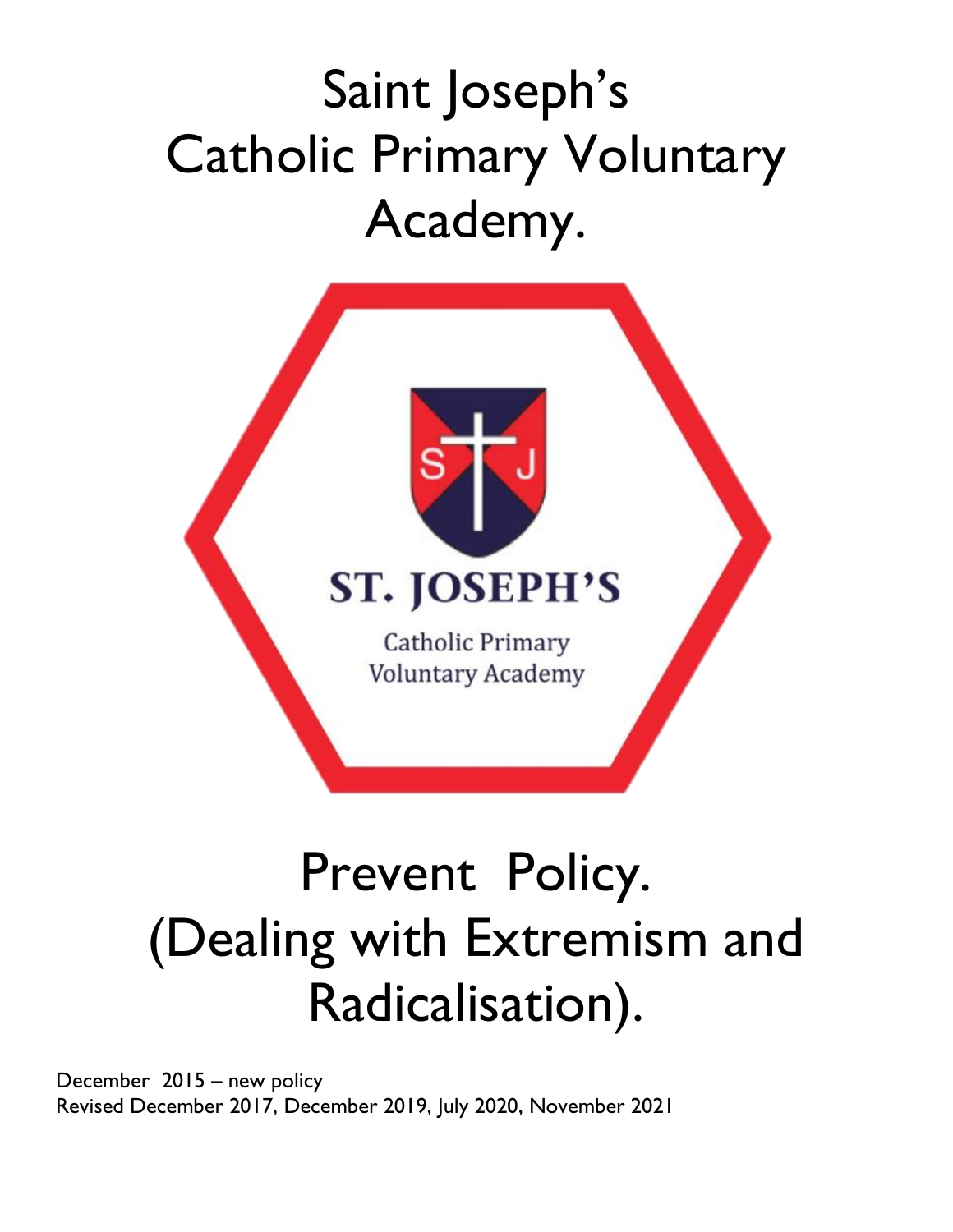# Saint Joseph's Catholic Primary Voluntary Academy.

ST. JOSEPH'S

Catholic Primary Voluntary Academy

# Prevent Policy. (Dealing with Extremism and Radicalisation).

December 2015 – new policy
Revised December 2017, December 2019, July 2020, November 2021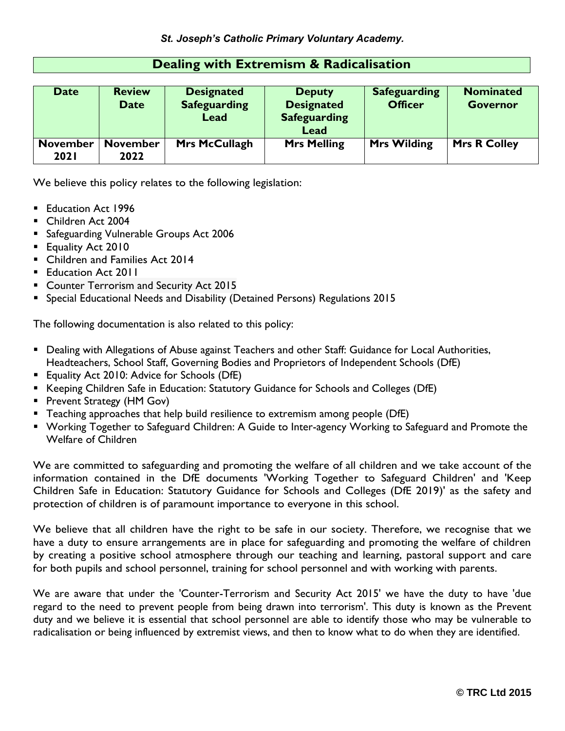*St. Joseph's Catholic Primary Voluntary Academy.*

# Dealing with Extremism & Radicalisation

| Date | Review Date | Designated Safeguarding Lead | Deputy Designated Safeguarding Lead | Safeguarding Officer | Nominated Governor |
|---|---|---|---|---|---|
| **November 2021** | **November 2022** | **Mrs McCullagh** | **Mrs Melling** | **Mrs Wilding** | **Mrs R Colley** |

We believe this policy relates to the following legislation:

- Education Act 1996
- Children Act 2004
- Safeguarding Vulnerable Groups Act 2006
- Equality Act 2010
- Children and Families Act 2014
- Education Act 2011
- Counter Terrorism and Security Act 2015
- Special Educational Needs and Disability (Detained Persons) Regulations 2015

The following documentation is also related to this policy:

- Dealing with Allegations of Abuse against Teachers and other Staff: Guidance for Local Authorities, Headteachers, School Staff, Governing Bodies and Proprietors of Independent Schools (DfE)
- Equality Act 2010: Advice for Schools (DfE)
- Keeping Children Safe in Education: Statutory Guidance for Schools and Colleges (DfE)
- Prevent Strategy (HM Gov)
- Teaching approaches that help build resilience to extremism among people (DfE)
- Working Together to Safeguard Children: A Guide to Inter-agency Working to Safeguard and Promote the Welfare of Children

We are committed to safeguarding and promoting the welfare of all children and we take account of the information contained in the DfE documents 'Working Together to Safeguard Children' and 'Keep Children Safe in Education: Statutory Guidance for Schools and Colleges (DfE 2019)' as the safety and protection of children is of paramount importance to everyone in this school.

We believe that all children have the right to be safe in our society. Therefore, we recognise that we have a duty to ensure arrangements are in place for safeguarding and promoting the welfare of children by creating a positive school atmosphere through our teaching and learning, pastoral support and care for both pupils and school personnel, training for school personnel and with working with parents.

We are aware that under the 'Counter-Terrorism and Security Act 2015' we have the duty to have 'due regard to the need to prevent people from being drawn into terrorism'. This duty is known as the Prevent duty and we believe it is essential that school personnel are able to identify those who may be vulnerable to radicalisation or being influenced by extremist views, and then to know what to do when they are identified.

**© TRC Ltd 2015**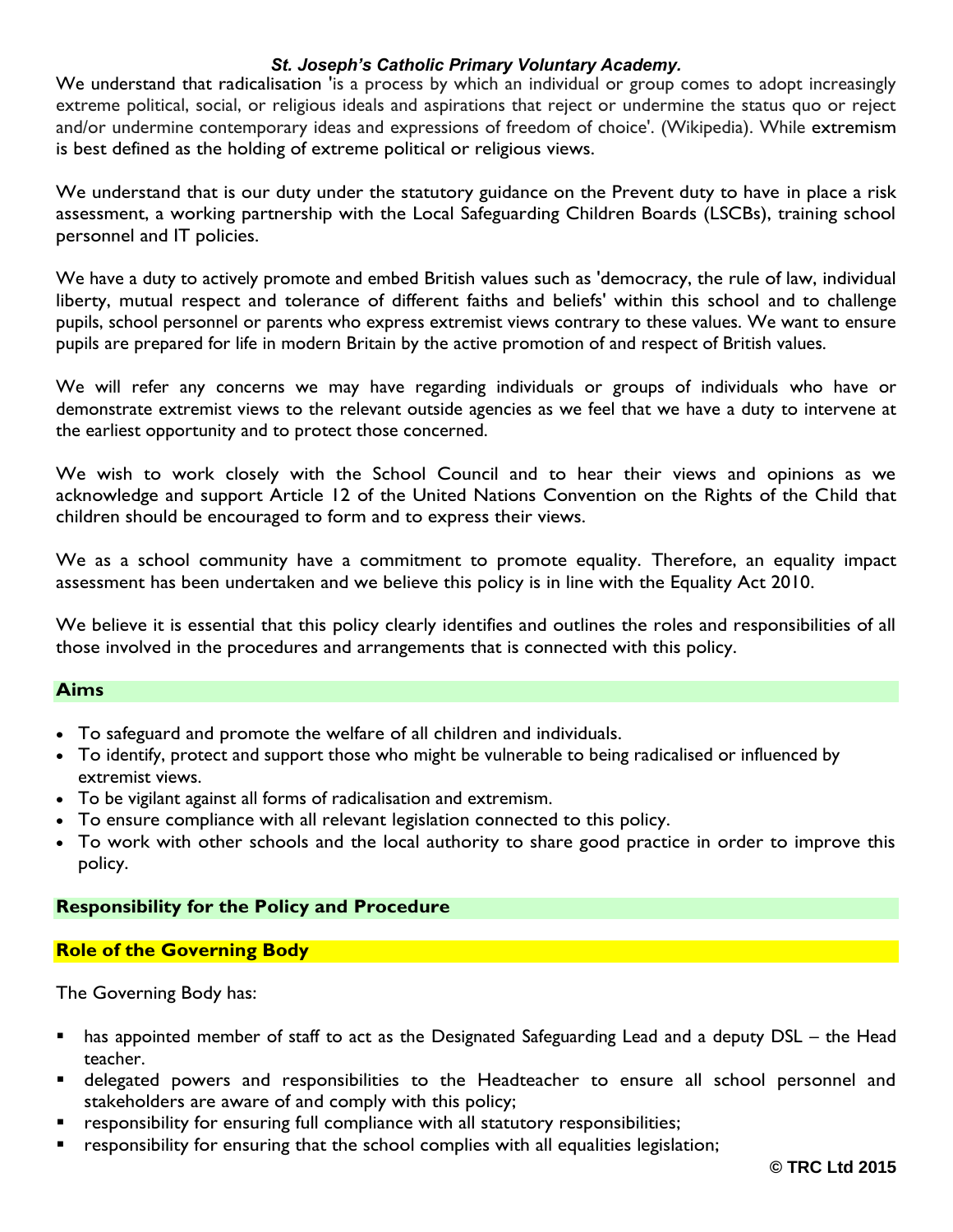We understand that radicalisation 'is a process by which an individual or group comes to adopt increasingly extreme political, social, or religious ideals and aspirations that reject or undermine the status quo or reject and/or undermine contemporary ideas and expressions of freedom of choice'. (Wikipedia). While extremism is best defined as the holding of extreme political or religious views.

We understand that is our duty under the statutory guidance on the Prevent duty to have in place a risk assessment, a working partnership with the Local Safeguarding Children Boards (LSCBs), training school personnel and IT policies.

We have a duty to actively promote and embed British values such as 'democracy, the rule of law, individual liberty, mutual respect and tolerance of different faiths and beliefs' within this school and to challenge pupils, school personnel or parents who express extremist views contrary to these values. We want to ensure pupils are prepared for life in modern Britain by the active promotion of and respect of British values.

We will refer any concerns we may have regarding individuals or groups of individuals who have or demonstrate extremist views to the relevant outside agencies as we feel that we have a duty to intervene at the earliest opportunity and to protect those concerned.

We wish to work closely with the School Council and to hear their views and opinions as we acknowledge and support Article 12 of the United Nations Convention on the Rights of the Child that children should be encouraged to form and to express their views.

We as a school community have a commitment to promote equality. Therefore, an equality impact assessment has been undertaken and we believe this policy is in line with the Equality Act 2010.

We believe it is essential that this policy clearly identifies and outlines the roles and responsibilities of all those involved in the procedures and arrangements that is connected with this policy.

## Aims

- To safeguard and promote the welfare of all children and individuals.
- To identify, protect and support those who might be vulnerable to being radicalised or influenced by extremist views.
- To be vigilant against all forms of radicalisation and extremism.
- To ensure compliance with all relevant legislation connected to this policy.
- To work with other schools and the local authority to share good practice in order to improve this policy.

## Responsibility for the Policy and Procedure

### Role of the Governing Body

The Governing Body has:

- has appointed member of staff to act as the Designated Safeguarding Lead and a deputy DSL – the Head teacher.
- delegated powers and responsibilities to the Headteacher to ensure all school personnel and stakeholders are aware of and comply with this policy;
- responsibility for ensuring full compliance with all statutory responsibilities;
- responsibility for ensuring that the school complies with all equalities legislation;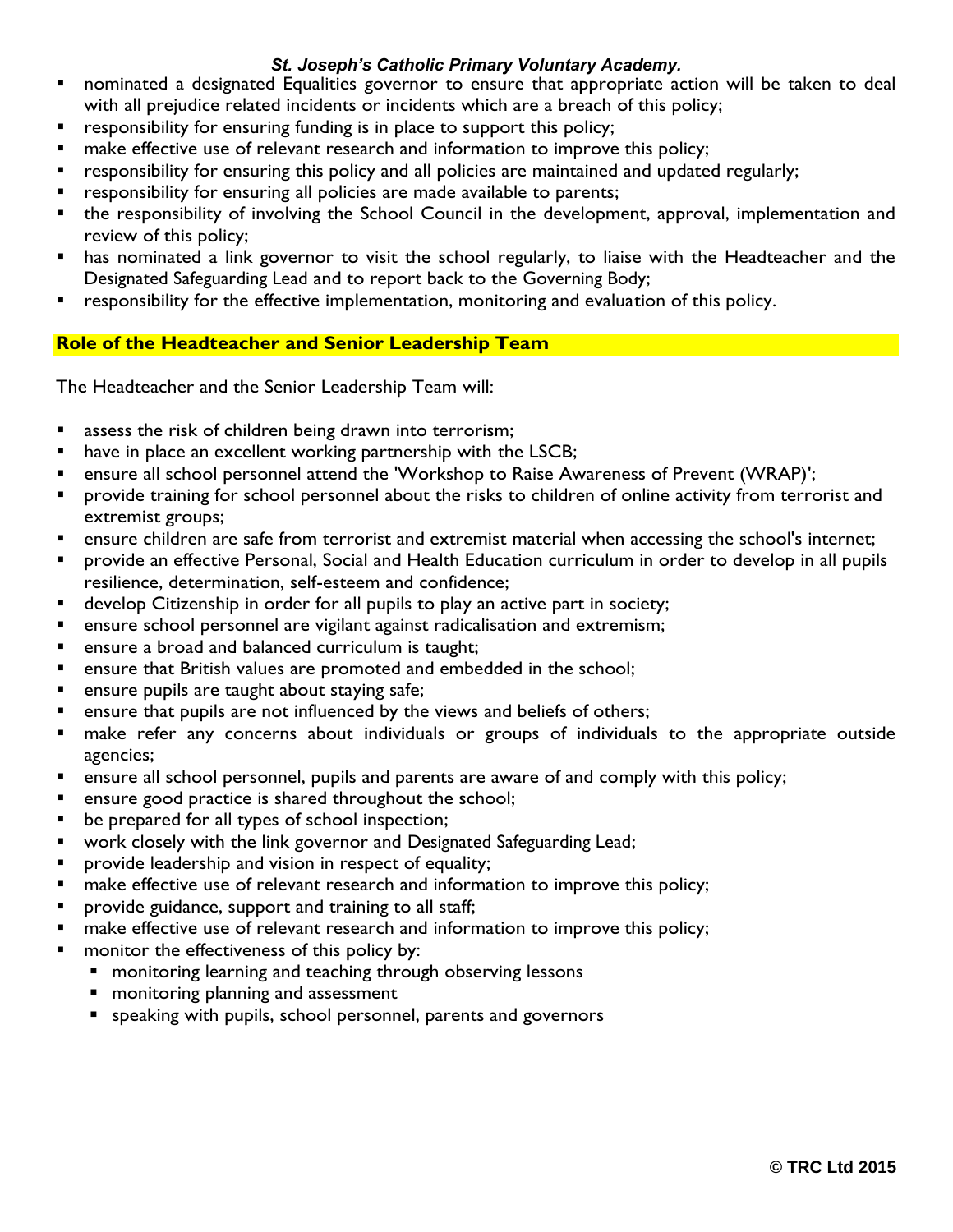- nominated a designated Equalities governor to ensure that appropriate action will be taken to deal with all prejudice related incidents or incidents which are a breach of this policy;
- responsibility for ensuring funding is in place to support this policy;
- make effective use of relevant research and information to improve this policy;
- responsibility for ensuring this policy and all policies are maintained and updated regularly;
- responsibility for ensuring all policies are made available to parents;
- the responsibility of involving the School Council in the development, approval, implementation and review of this policy;
- has nominated a link governor to visit the school regularly, to liaise with the Headteacher and the Designated Safeguarding Lead and to report back to the Governing Body;
- responsibility for the effective implementation, monitoring and evaluation of this policy.

## Role of the Headteacher and Senior Leadership Team

The Headteacher and the Senior Leadership Team will:

- assess the risk of children being drawn into terrorism;
- have in place an excellent working partnership with the LSCB;
- ensure all school personnel attend the 'Workshop to Raise Awareness of Prevent (WRAP)';
- provide training for school personnel about the risks to children of online activity from terrorist and extremist groups;
- ensure children are safe from terrorist and extremist material when accessing the school's internet;
- provide an effective Personal, Social and Health Education curriculum in order to develop in all pupils resilience, determination, self-esteem and confidence;
- develop Citizenship in order for all pupils to play an active part in society;
- ensure school personnel are vigilant against radicalisation and extremism;
- ensure a broad and balanced curriculum is taught;
- ensure that British values are promoted and embedded in the school;
- ensure pupils are taught about staying safe;
- ensure that pupils are not influenced by the views and beliefs of others;
- make refer any concerns about individuals or groups of individuals to the appropriate outside agencies;
- ensure all school personnel, pupils and parents are aware of and comply with this policy;
- ensure good practice is shared throughout the school;
- be prepared for all types of school inspection;
- work closely with the link governor and Designated Safeguarding Lead;
- provide leadership and vision in respect of equality;
- make effective use of relevant research and information to improve this policy;
- provide guidance, support and training to all staff;
- make effective use of relevant research and information to improve this policy;
- monitor the effectiveness of this policy by:
  - monitoring learning and teaching through observing lessons
  - monitoring planning and assessment
  - speaking with pupils, school personnel, parents and governors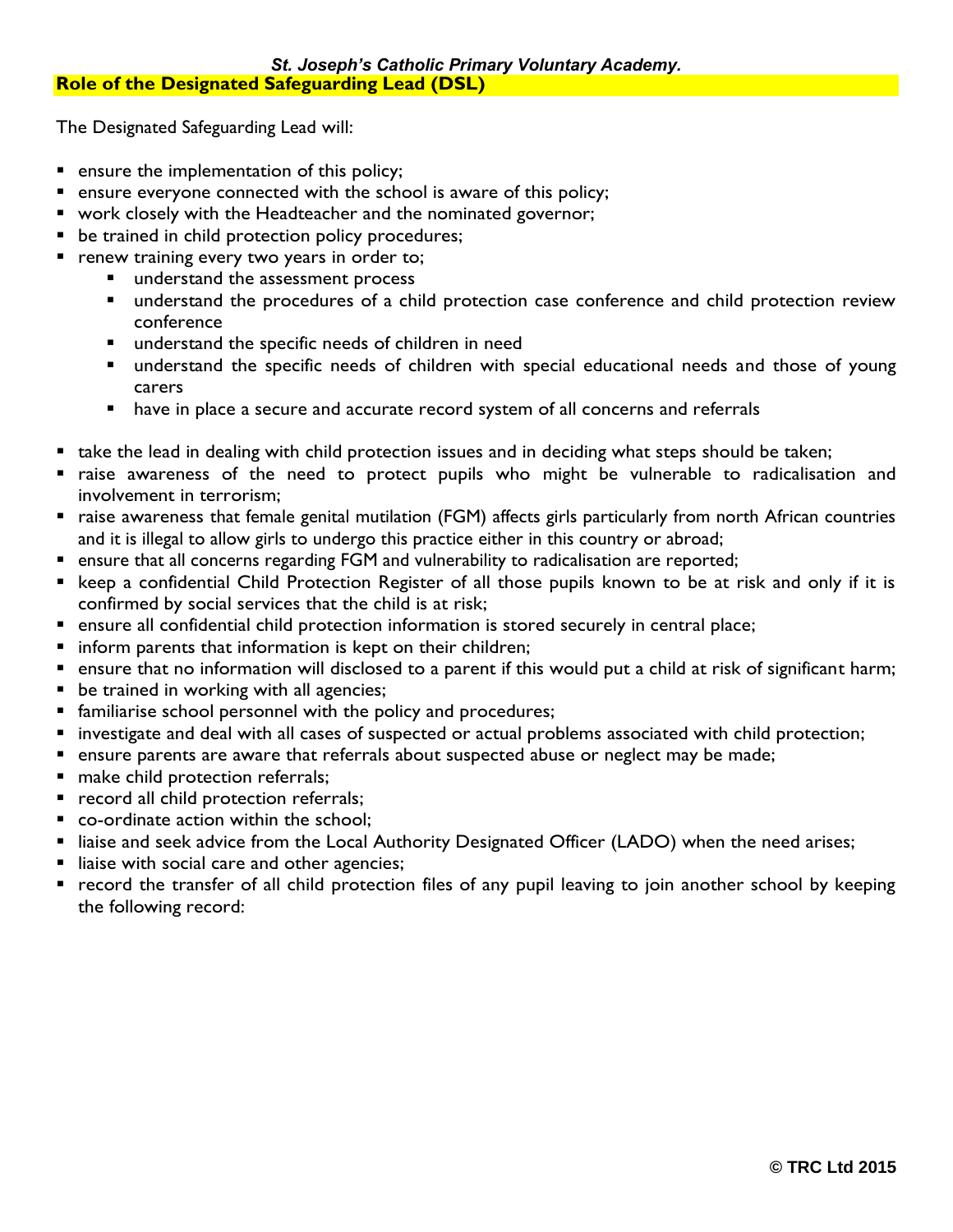## Role of the Designated Safeguarding Lead (DSL)

The Designated Safeguarding Lead will:

- ensure the implementation of this policy;
- ensure everyone connected with the school is aware of this policy;
- work closely with the Headteacher and the nominated governor;
- be trained in child protection policy procedures;
- renew training every two years in order to;
  - understand the assessment process
  - understand the procedures of a child protection case conference and child protection review conference
  - understand the specific needs of children in need
  - understand the specific needs of children with special educational needs and those of young carers
  - have in place a secure and accurate record system of all concerns and referrals
- take the lead in dealing with child protection issues and in deciding what steps should be taken;
- raise awareness of the need to protect pupils who might be vulnerable to radicalisation and involvement in terrorism;
- raise awareness that female genital mutilation (FGM) affects girls particularly from north African countries and it is illegal to allow girls to undergo this practice either in this country or abroad;
- ensure that all concerns regarding FGM and vulnerability to radicalisation are reported;
- keep a confidential Child Protection Register of all those pupils known to be at risk and only if it is confirmed by social services that the child is at risk;
- ensure all confidential child protection information is stored securely in central place;
- inform parents that information is kept on their children;
- ensure that no information will disclosed to a parent if this would put a child at risk of significant harm;
- be trained in working with all agencies;
- familiarise school personnel with the policy and procedures;
- investigate and deal with all cases of suspected or actual problems associated with child protection;
- ensure parents are aware that referrals about suspected abuse or neglect may be made;
- make child protection referrals;
- record all child protection referrals;
- co-ordinate action within the school;
- liaise and seek advice from the Local Authority Designated Officer (LADO) when the need arises;
- liaise with social care and other agencies;
- record the transfer of all child protection files of any pupil leaving to join another school by keeping the following record: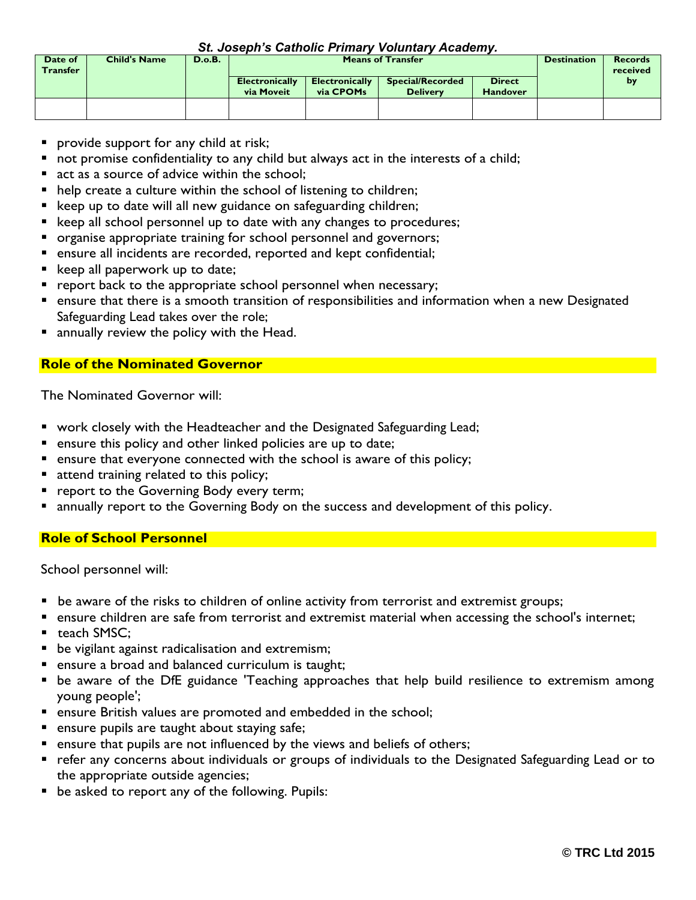*St. Joseph's Catholic Primary Voluntary Academy.*

| Date of Transfer | Child's Name | D.o.B. | Means of Transfer | | | | Destination | Records received by |
|---|---|---|---|---|---|---|---|---|
| | | | Electronically via Moveit | Electronically via CPOMs | Special/Recorded Delivery | Direct Handover | | |
| | | | | | | | | |

- provide support for any child at risk;
- not promise confidentiality to any child but always act in the interests of a child;
- act as a source of advice within the school;
- help create a culture within the school of listening to children;
- keep up to date will all new guidance on safeguarding children;
- keep all school personnel up to date with any changes to procedures;
- organise appropriate training for school personnel and governors;
- ensure all incidents are recorded, reported and kept confidential;
- keep all paperwork up to date;
- report back to the appropriate school personnel when necessary;
- ensure that there is a smooth transition of responsibilities and information when a new Designated Safeguarding Lead takes over the role;
- annually review the policy with the Head.

## Role of the Nominated Governor

The Nominated Governor will:

- work closely with the Headteacher and the Designated Safeguarding Lead;
- ensure this policy and other linked policies are up to date;
- ensure that everyone connected with the school is aware of this policy;
- attend training related to this policy;
- report to the Governing Body every term;
- annually report to the Governing Body on the success and development of this policy.

## Role of School Personnel

School personnel will:

- be aware of the risks to children of online activity from terrorist and extremist groups;
- ensure children are safe from terrorist and extremist material when accessing the school's internet;
- teach SMSC;
- be vigilant against radicalisation and extremism;
- ensure a broad and balanced curriculum is taught;
- be aware of the DfE guidance 'Teaching approaches that help build resilience to extremism among young people';
- ensure British values are promoted and embedded in the school;
- ensure pupils are taught about staying safe;
- ensure that pupils are not influenced by the views and beliefs of others;
- refer any concerns about individuals or groups of individuals to the Designated Safeguarding Lead or to the appropriate outside agencies;
- be asked to report any of the following. Pupils: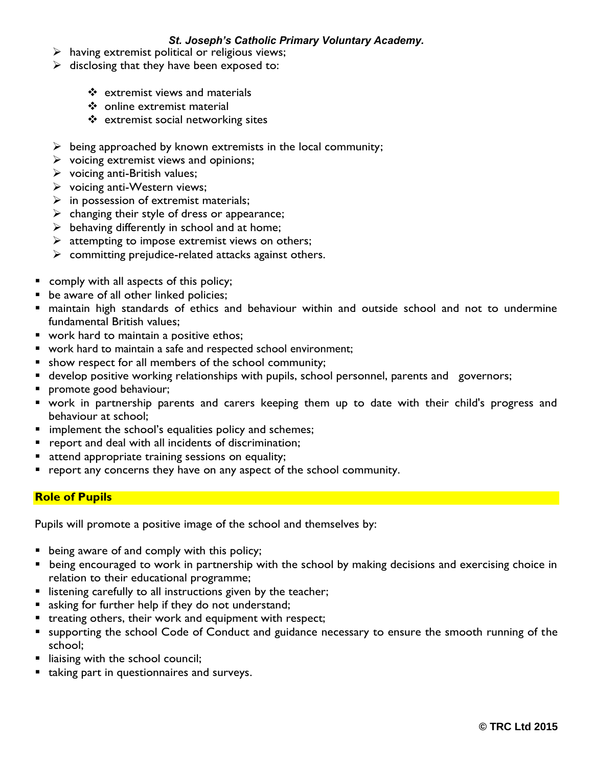- having extremist political or religious views;
- disclosing that they have been exposed to:

    - extremist views and materials
    - online extremist material
    - extremist social networking sites

- being approached by known extremists in the local community;
- voicing extremist views and opinions;
- voicing anti-British values;
- voicing anti-Western views;
- in possession of extremist materials;
- changing their style of dress or appearance;
- behaving differently in school and at home;
- attempting to impose extremist views on others;
- committing prejudice-related attacks against others.

- comply with all aspects of this policy;
- be aware of all other linked policies;
- maintain high standards of ethics and behaviour within and outside school and not to undermine fundamental British values;
- work hard to maintain a positive ethos;
- work hard to maintain a safe and respected school environment;
- show respect for all members of the school community;
- develop positive working relationships with pupils, school personnel, parents and governors;
- promote good behaviour;
- work in partnership parents and carers keeping them up to date with their child's progress and behaviour at school;
- implement the school's equalities policy and schemes;
- report and deal with all incidents of discrimination;
- attend appropriate training sessions on equality;
- report any concerns they have on any aspect of the school community.

## Role of Pupils

Pupils will promote a positive image of the school and themselves by:

- being aware of and comply with this policy;
- being encouraged to work in partnership with the school by making decisions and exercising choice in relation to their educational programme;
- listening carefully to all instructions given by the teacher;
- asking for further help if they do not understand;
- treating others, their work and equipment with respect;
- supporting the school Code of Conduct and guidance necessary to ensure the smooth running of the school;
- liaising with the school council;
- taking part in questionnaires and surveys.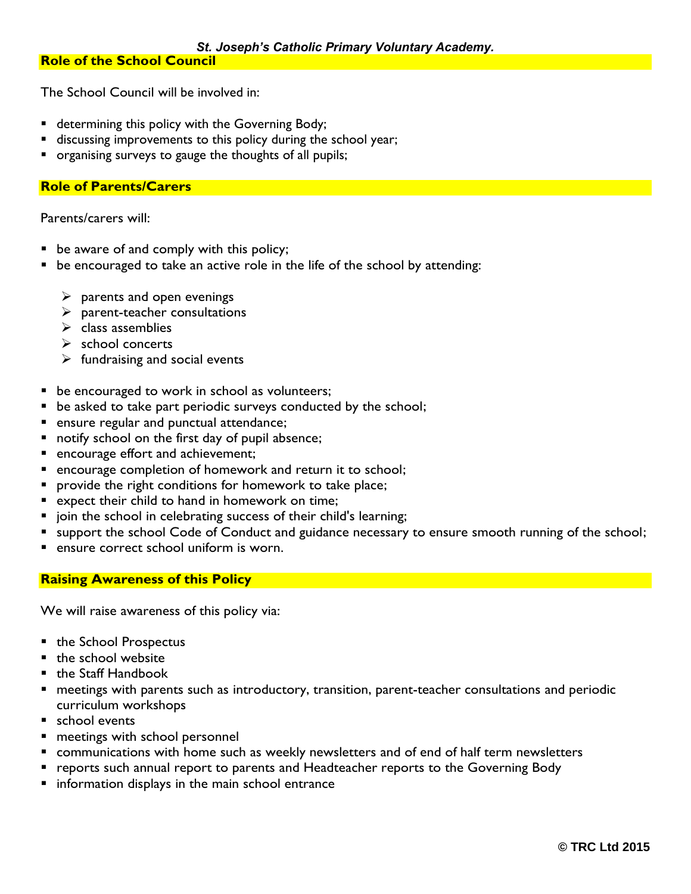## Role of the School Council

The School Council will be involved in:

- determining this policy with the Governing Body;
- discussing improvements to this policy during the school year;
- organising surveys to gauge the thoughts of all pupils;

## Role of Parents/Carers

Parents/carers will:

- be aware of and comply with this policy;
- be encouraged to take an active role in the life of the school by attending:
    - parents and open evenings
    - parent-teacher consultations
    - class assemblies
    - school concerts
    - fundraising and social events
- be encouraged to work in school as volunteers;
- be asked to take part periodic surveys conducted by the school;
- ensure regular and punctual attendance;
- notify school on the first day of pupil absence;
- encourage effort and achievement;
- encourage completion of homework and return it to school;
- provide the right conditions for homework to take place;
- expect their child to hand in homework on time;
- join the school in celebrating success of their child's learning;
- support the school Code of Conduct and guidance necessary to ensure smooth running of the school;
- ensure correct school uniform is worn.

## Raising Awareness of this Policy

We will raise awareness of this policy via:

- the School Prospectus
- the school website
- the Staff Handbook
- meetings with parents such as introductory, transition, parent-teacher consultations and periodic curriculum workshops
- school events
- meetings with school personnel
- communications with home such as weekly newsletters and of end of half term newsletters
- reports such annual report to parents and Headteacher reports to the Governing Body
- information displays in the main school entrance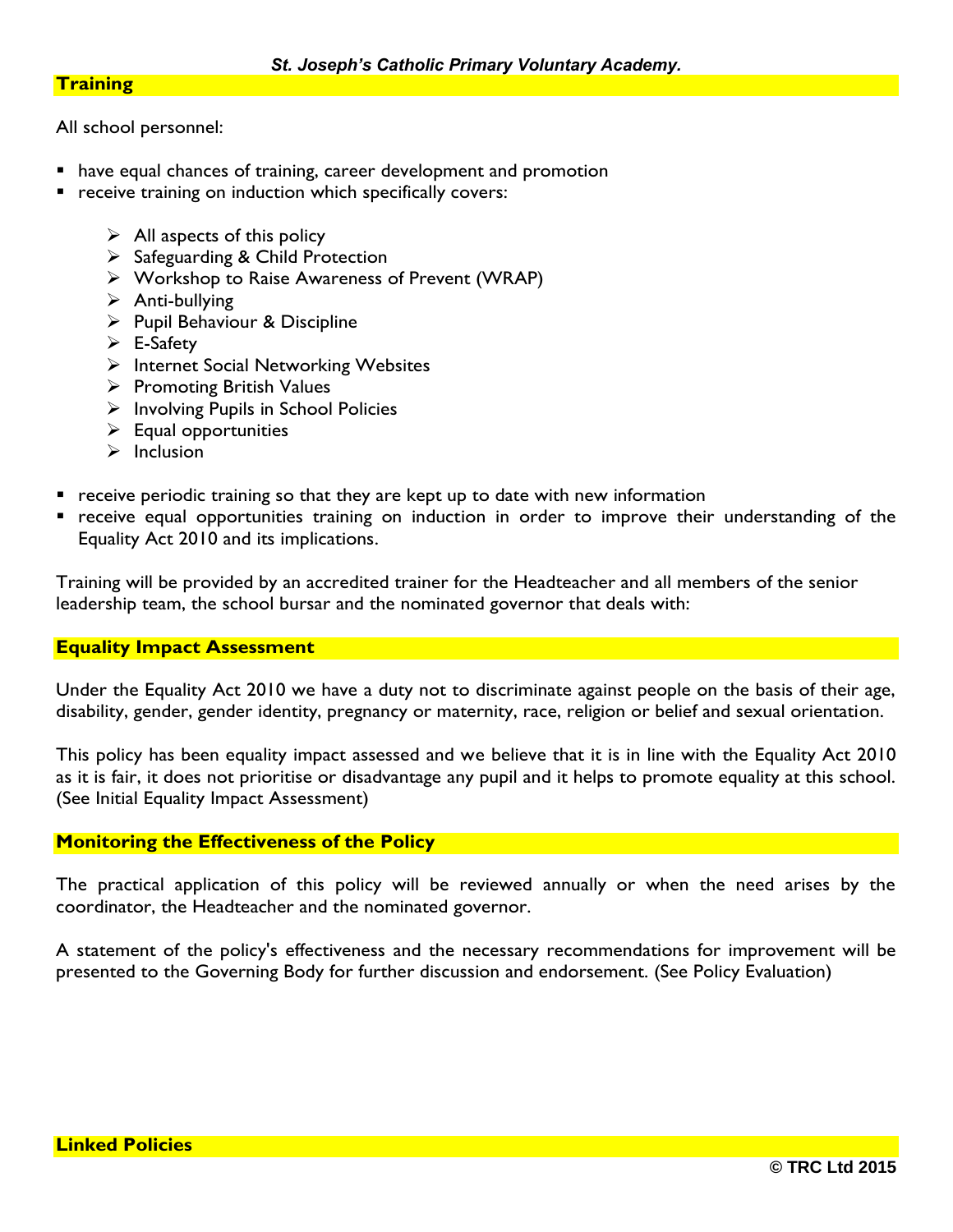## Training

All school personnel:

- have equal chances of training, career development and promotion
- receive training on induction which specifically covers:
    - All aspects of this policy
    - Safeguarding & Child Protection
    - Workshop to Raise Awareness of Prevent (WRAP)
    - Anti-bullying
    - Pupil Behaviour & Discipline
    - E-Safety
    - Internet Social Networking Websites
    - Promoting British Values
    - Involving Pupils in School Policies
    - Equal opportunities
    - Inclusion
- receive periodic training so that they are kept up to date with new information
- receive equal opportunities training on induction in order to improve their understanding of the Equality Act 2010 and its implications.

Training will be provided by an accredited trainer for the Headteacher and all members of the senior leadership team, the school bursar and the nominated governor that deals with:

## Equality Impact Assessment

Under the Equality Act 2010 we have a duty not to discriminate against people on the basis of their age, disability, gender, gender identity, pregnancy or maternity, race, religion or belief and sexual orientation.

This policy has been equality impact assessed and we believe that it is in line with the Equality Act 2010 as it is fair, it does not prioritise or disadvantage any pupil and it helps to promote equality at this school. (See Initial Equality Impact Assessment)

## Monitoring the Effectiveness of the Policy

The practical application of this policy will be reviewed annually or when the need arises by the coordinator, the Headteacher and the nominated governor.

A statement of the policy's effectiveness and the necessary recommendations for improvement will be presented to the Governing Body for further discussion and endorsement. (See Policy Evaluation)

## Linked Policies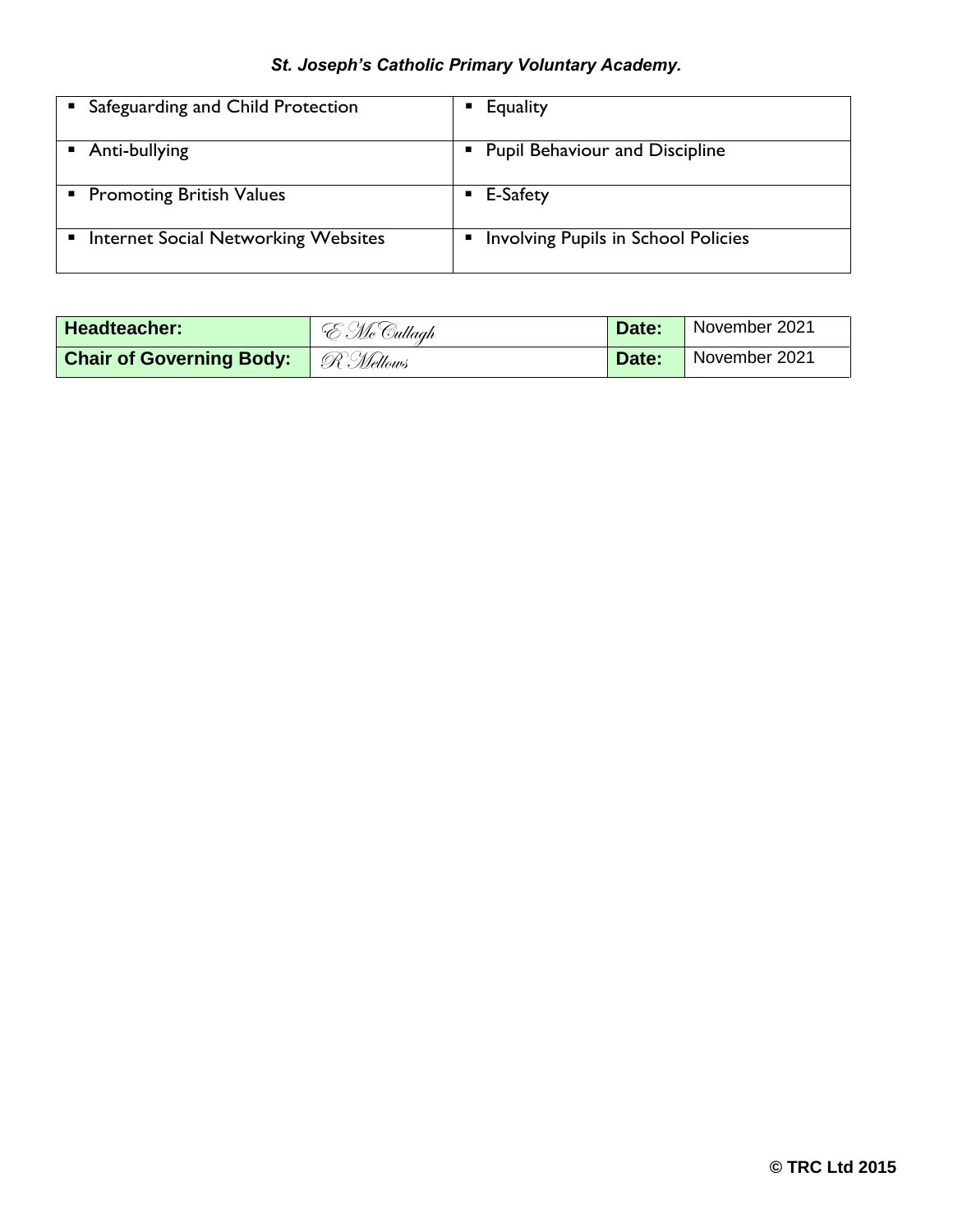*St. Joseph's Catholic Primary Voluntary Academy.*

| | |
|---|---|
| ▪ Safeguarding and Child Protection | ▪ Equality |
| ▪ Anti-bullying | ▪ Pupil Behaviour and Discipline |
| ▪ Promoting British Values | ▪ E-Safety |
| ▪ Internet Social Networking Websites | ▪ Involving Pupils in School Policies |

| | | | |
|---|---|---|---|
| **Headteacher:** | *E McCullagh* | **Date:** | November 2021 |
| **Chair of Governing Body:** | *R Mellows* | **Date:** | November 2021 |

**© TRC Ltd 2015**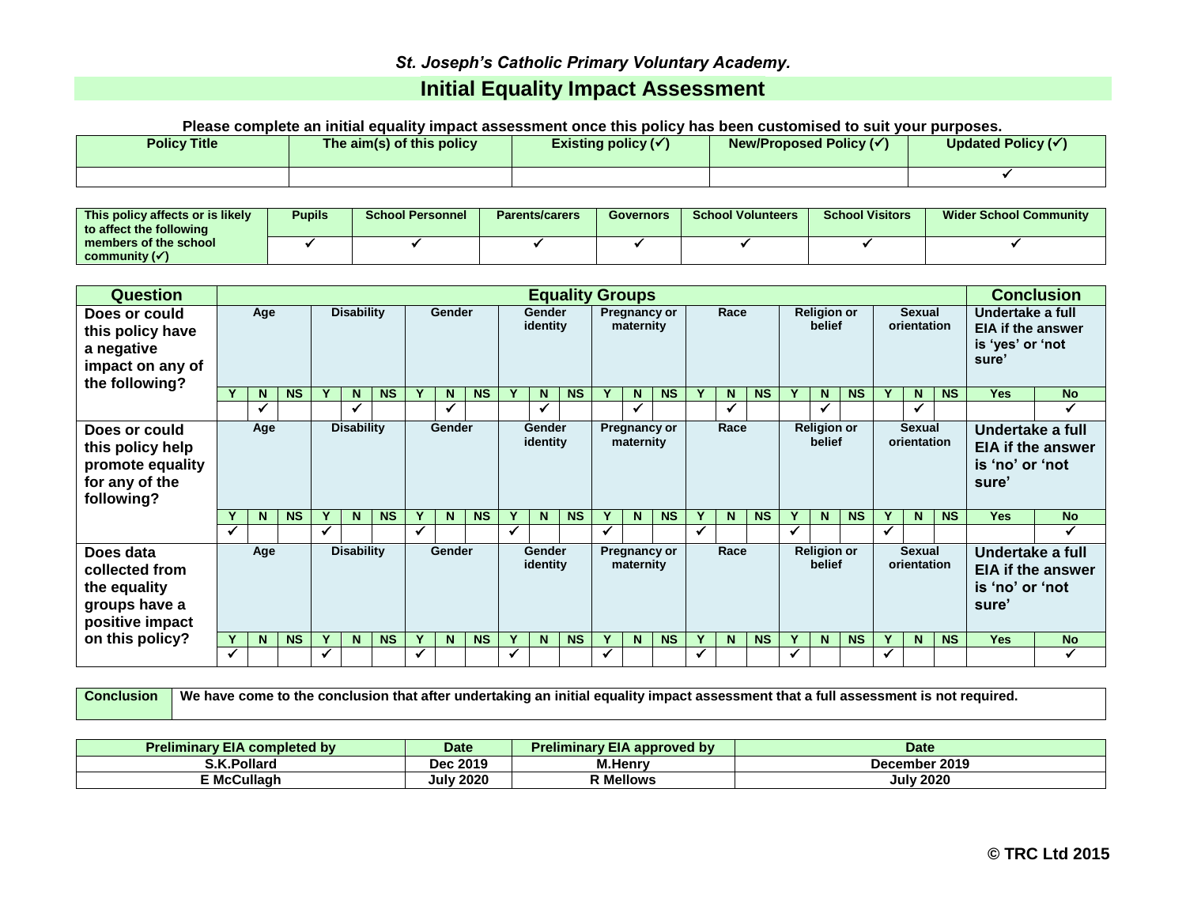*St. Joseph's Catholic Primary Voluntary Academy.*

# Initial Equality Impact Assessment

**Please complete an initial equality impact assessment once this policy has been customised to suit your purposes.**

| Policy Title | The aim(s) of this policy | Existing policy (✓) | New/Proposed Policy (✓) | Updated Policy (✓) |
|---|---|---|---|---|
| | | | | ✓ |

| This policy affects or is likely to affect the following members of the school community (✓) | Pupils | School Personnel | Parents/carers | Governors | School Volunteers | School Visitors | Wider School Community |
|---|---|---|---|---|---|---|---|
| | ✓ | ✓ | ✓ | ✓ | ✓ | ✓ | ✓ |

| Question | Equality Groups | | | | | | | | | | | | | | | | | | | | | | | | Conclusion | |
|---|---|---|---|---|---|---|---|---|---|---|---|---|---|---|---|---|---|---|---|---|---|---|---|---|---|---|
| **Does or could this policy have a negative impact on any of the following?** | Age | | | Disability | | | Gender | | | Gender identity | | | Pregnancy or maternity | | | Race | | | Religion or belief | | | Sexual orientation | | | Undertake a full EIA if the answer is 'yes' or 'not sure' | |
| | Y | N | NS | Y | N | NS | Y | N | NS | Y | N | NS | Y | N | NS | Y | N | NS | Y | N | NS | Y | N | NS | Yes | No |
| | | ✓ | | | ✓ | | | ✓ | | | ✓ | | | ✓ | | | ✓ | | | ✓ | | | ✓ | | | ✓ |
| **Does or could this policy help promote equality for any of the following?** | Age | | | Disability | | | Gender | | | Gender identity | | | Pregnancy or maternity | | | Race | | | Religion or belief | | | Sexual orientation | | | Undertake a full EIA if the answer is 'no' or 'not sure' | |
| | Y | N | NS | Y | N | NS | Y | N | NS | Y | N | NS | Y | N | NS | Y | N | NS | Y | N | NS | Y | N | NS | Yes | No |
| | ✓ | | | ✓ | | | ✓ | | | ✓ | | | ✓ | | | ✓ | | | ✓ | | | ✓ | | | | ✓ |
| **Does data collected from the equality groups have a positive impact on this policy?** | Age | | | Disability | | | Gender | | | Gender identity | | | Pregnancy or maternity | | | Race | | | Religion or belief | | | Sexual orientation | | | Undertake a full EIA if the answer is 'no' or 'not sure' | |
| | Y | N | NS | Y | N | NS | Y | N | NS | Y | N | NS | Y | N | NS | Y | N | NS | Y | N | NS | Y | N | NS | Yes | No |
| | ✓ | | | ✓ | | | ✓ | | | ✓ | | | ✓ | | | ✓ | | | ✓ | | | ✓ | | | | ✓ |

| Conclusion | We have come to the conclusion that after undertaking an initial equality impact assessment that a full assessment is not required. |
|---|---|

| Preliminary EIA completed by | Date | Preliminary EIA approved by | Date |
|---|---|---|---|
| S.K.Pollard | Dec 2019 | M.Henry | December 2019 |
| E McCullagh | July 2020 | R Mellows | July 2020 |

© TRC Ltd 2015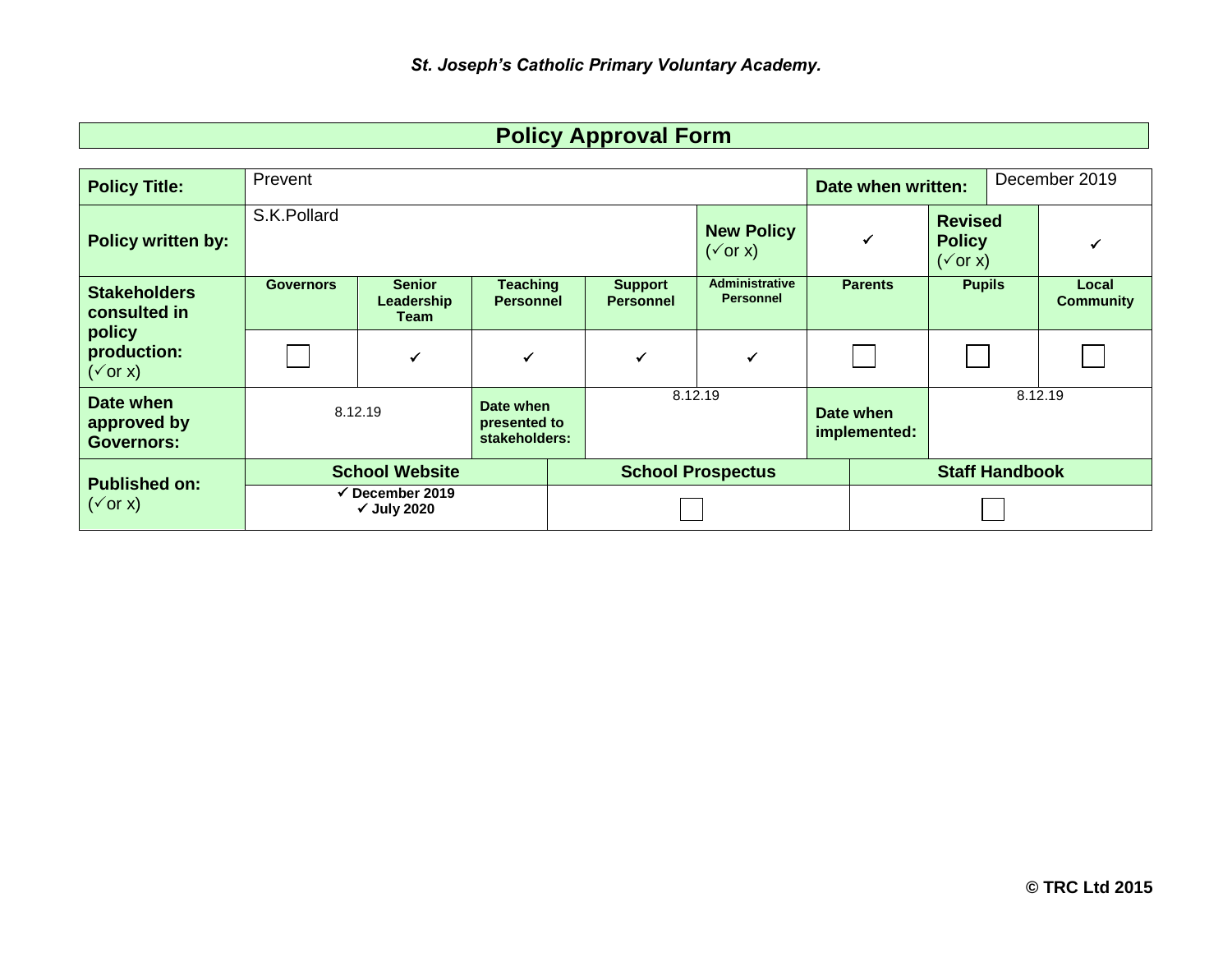*St. Joseph's Catholic Primary Voluntary Academy.*

# Policy Approval Form

| | | | | | | | | |
|---|---|---|---|---|---|---|---|---|
| **Policy Title:** | Prevent | | | | | **Date when written:** | December 2019 | |
| **Policy written by:** | S.K.Pollard | | | | **New Policy** (✓or x) | ✓ | **Revised Policy** (✓or x) | ✓ |
| **Stakeholders consulted in policy production:** (✓or x) | **Governors** | **Senior Leadership Team** | **Teaching Personnel** | **Support Personnel** | **Administrative Personnel** | **Parents** | **Pupils** | **Local Community** |
| | ☐ | ✓ | ✓ | ✓ | ✓ | ☐ | ☐ | ☐ |
| **Date when approved by Governors:** | 8.12.19 | | **Date when presented to stakeholders:** | 8.12.19 | | **Date when implemented:** | 8.12.19 | |
| **Published on:** (✓or x) | **School Website** | | **School Prospectus** | | | **Staff Handbook** | | |
| | ✓ **December 2019** ✓ **July 2020** | | ☐ | | | ☐ | | |

**© TRC Ltd 2015**